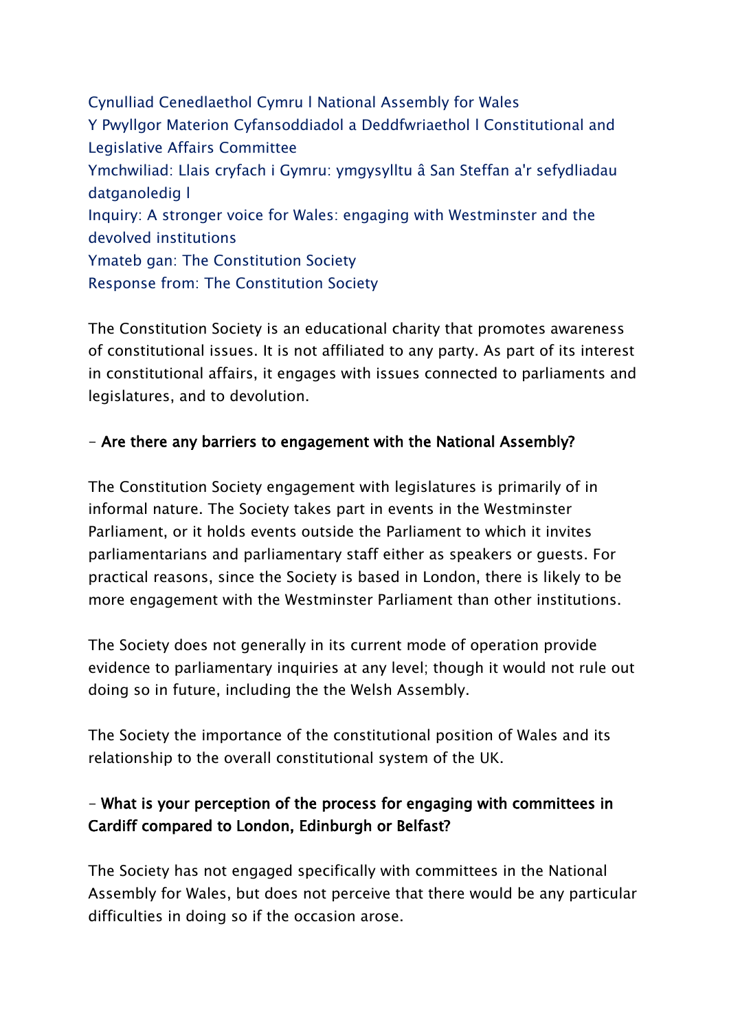Cynulliad Cenedlaethol Cymru l National Assembly for Wales
Y Pwyllgor Materion Cyfansoddiadol a Deddfwriaethol l Constitutional and Legislative Affairs Committee
Ymchwiliad: Llais cryfach i Gymru: ymgysylltu â San Steffan a'r sefydliadau datganoledig l
Inquiry: A stronger voice for Wales: engaging with Westminster and the devolved institutions
Ymateb gan: The Constitution Society
Response from: The Constitution Society

The Constitution Society is an educational charity that promotes awareness of constitutional issues. It is not affiliated to any party. As part of its interest in constitutional affairs, it engages with issues connected to parliaments and legislatures, and to devolution.

**- Are there any barriers to engagement with the National Assembly?**

The Constitution Society engagement with legislatures is primarily of in informal nature. The Society takes part in events in the Westminster Parliament, or it holds events outside the Parliament to which it invites parliamentarians and parliamentary staff either as speakers or guests. For practical reasons, since the Society is based in London, there is likely to be more engagement with the Westminster Parliament than other institutions.

The Society does not generally in its current mode of operation provide evidence to parliamentary inquiries at any level; though it would not rule out doing so in future, including the the Welsh Assembly.

The Society the importance of the constitutional position of Wales and its relationship to the overall constitutional system of the UK.

**- What is your perception of the process for engaging with committees in Cardiff compared to London, Edinburgh or Belfast?**

The Society has not engaged specifically with committees in the National Assembly for Wales, but does not perceive that there would be any particular difficulties in doing so if the occasion arose.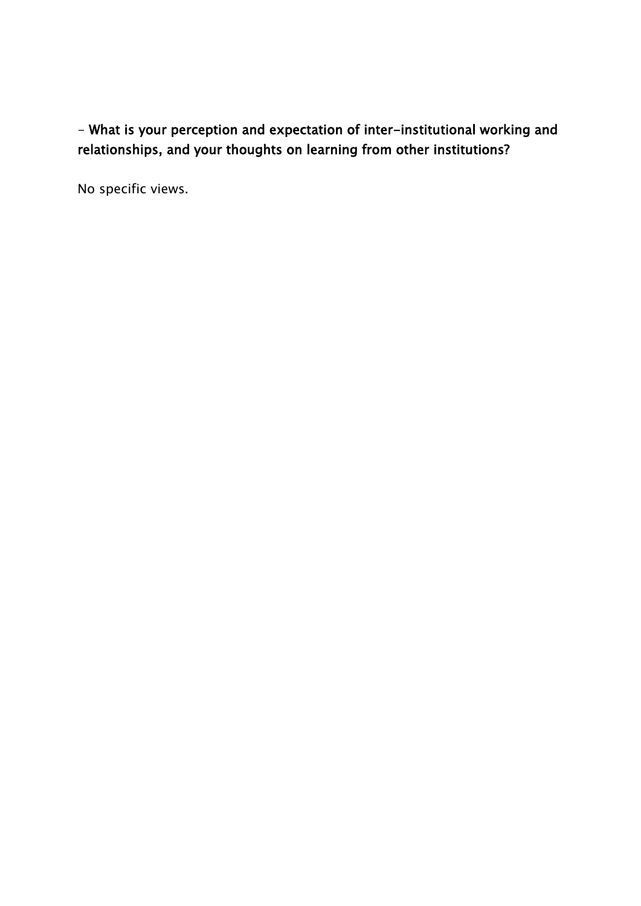- **What is your perception and expectation of inter-institutional working and relationships, and your thoughts on learning from other institutions?**

No specific views.